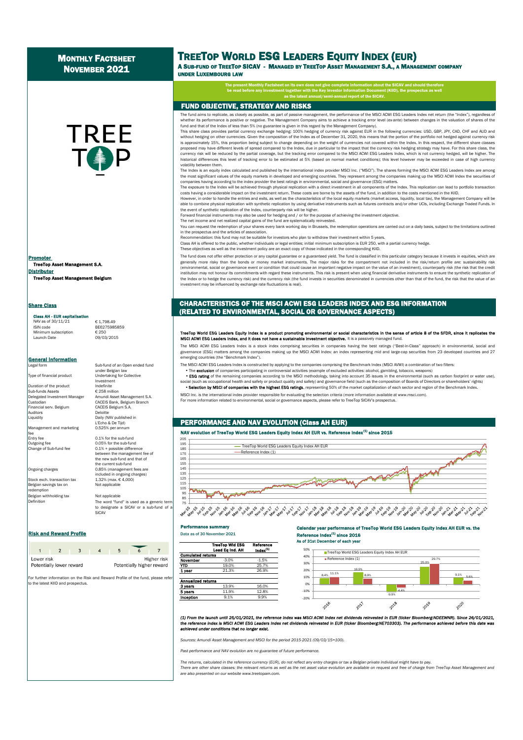# Monthly Factsheet November 2021

# TreeTop World ESG Leaders Equity Index (EUR)

**A Sub-fund of TreeTop SICAV - Managed by TreeTop Asset Management S.A., a Management company under Luxembourg law**

**The present Monthly Factsheet on its own does not give complete information about the SICAV and should therefore be read before any investment together with the Key Investor Information Document (KIID), the prospectus as well as the latest annual/semi-annual report of the SICAV.**

## FUND OBJECTIVE, STRATEGY AND RISKS

The fund aims to replicate, as closely as possible, as part of passive management, the performance of the MSCI ACWI ESG Leaders Index net return (the "Index"), regardless of whether its performance is positive or negative. The Management Company aims to achieve a tracking error level (ex-ante) between changes in the valuation of shares of the fund and that of the Index of less than 5% (no guarantee is given in this regard by the Management Company).

This share class provides partial currency exchange hedging: 100% hedging of currency risk against EUR in the following currencies: USD, GBP, JPY, CAD, CHF and AUD and without hedging on other currencies. Given the composition of the Index as of December 31, 2020, this means that the portion of the portfolio not hedged against currency risk is approximately 15%, this proportion being subject to change depending on the weight of currencies not covered within the Index. In this respect, the different share classes proposed may have different levels of spread compared to the Index, due in particular to the impact that the currency risk hedging strategy may have. For this share class, the currency risk will be reduced by the partial coverage, but the tracking error compared to the MSCI ACWI ESG Leaders Index, which is not currency hedged, will be higher. The historical differences this level of tracking error to be estimated at 5% (based on normal market conditions); this level however may be exceeded in case of high currency volatility between them.

The Index is an equity index calculated and published by the international index provider MSCI Inc. ("MSCI"). The shares forming the MSCI ACWI ESG Leaders Index are among the most significant values of the equity markets in developed and emerging countries. They represent among the companies making up the MSCI ACWI Index the securities of companies having according to the index provider the best ratings in environmental, social and governance (ESG) matters.

The exposure to the Index will be achieved through physical replication with a direct investment in all components of the Index. This replication can lead to portfolio transaction costs having a considerable impact on the investment return. These costs are borne by the assets of the fund, in addition to the costs mentioned in the KIID.

However, in order to handle the entries and exits, as well as the characteristics of the local equity markets (market access, liquidity, local tax), the Management Company will be able to combine physical replication with synthetic replication by using derivative instruments such as futures contracts and/or other UCIs, including Exchange Traded Funds. In the event of synthetic replication of the Index, counterparty risk will be higher.

Forward financial instruments may also be used for hedging and / or for the purpose of achieving the investment objective.

The net income and net realized capital gains of the fund are systematically reinvested.

You can request the redemption of your shares every bank working day in Brussels, the redemption operations are carried out on a daily basis, subject to the limitations outlined in the prospectus and the articles of association.

Recommendation: this fund may not be suitable for investors who plan to withdraw their investment within 5 years.

Class AH is offered to the public, whether individuals or legal entities; initial minimum subscription is EUR 250, with a partial currency hedge.

These objectives as well as the investment policy are an exact copy of those indicated in the corresponding KIID.

The fund does not offer either protection or any capital guarantee or a guaranteed yield. The fund is classified in this particular category because it invests in equities, which are generally more risky than the bonds or money market instruments. The major risks for the compartment not included in the risk/return profile are: sustainability risk (environmental, social or governance event or condition that could cause an important negative impact on the value of an investment), counterparty risk (the risk that the credit institution may not honour its commitments with regard these instruments. This risk is present when using financial derivative instruments to ensure the synthetic replication of the Index or to hedge the currency risk) and the currency risk (the fund invests in securities denominated in currencies other than that of the fund, the risk that the value of an investment may be influenced by exchange rate fluctuations is real).

## CHARACTERISTICS OF THE MSCI ACWI ESG LEADERS INDEX AND ESG INFORMATION (RELATED TO ENVIRONMENTAL, SOCIAL OR GOVERNANCE ASPECTS)

**TreeTop World ESG Leaders Equity Index is a product promoting environmental or social characteristics in the sense of article 8 of the SFDR, since it replicates the MSCI ACWI ESG Leaders Index, and it does not have a sustainable investment objective.** It is a passively managed fund.

The MSCI ACWI ESG Leaders Index is a stock index comprising securities in companies having the best ratings ("Best-in-Class" approach) in environmental, social and governance (ESG) matters among the companies making up the MSCI ACWI Index: an index representing mid and large-cap securities from 23 developed countries and 27 emerging countries (the "Benchmark Index").

The MSCI ACWI ESG Leaders Index is constructed by applying to the companies comprising the Benchmark Index (MSCI AVWI) a combination of two filters:

- The **exclusion** of companies participating in controversial activities (example of excluded activities: alcohol, gambling, tobacco, weapons)
- **ESG rating** of the remaining companies according to the MSCI methodology, taking into account 35 issues in the environmental (such as carbon footprint or water use), social (such as occupational health and safety or product quality and safety) and governance field (such as the composition of Boards of Directors or shareholders' rights)
- **Selection by MSCI of companies with the highest ESG ratings**, representing 50% of the market capitalization of each sector and region of the Benchmark Index.

MSCI Inc. is the international index provider responsible for evaluating the selection criteria (more information available at www.msci.com).

For more information related to environmental, social or governance aspects, please refer to TreeTop SICAV's prospectus.

## PERFORMANCE AND NAV EVOLUTION (Class AH EUR)

**NAV evolution of TreeTop World ESG Leaders Equity Index AH EUR vs. Reference Index(1) since 2015**

### Performance summary

Data as of 30 November 2021

| | TreeTop Wld ESG Lead Eq Ind. AH | Reference Index(1) |
|---|---|---|
| **Cumulated returns** | | |
| **November** | -3.0% | -1.5% |
| **YTD** | 19.0% | 25.7% |
| **1 year** | 21.3% | 26.9% |
| **Annualized returns** | | |
| **3 years** | 13.9% | 16.0% |
| **5 years** | 11.9% | 12.8% |
| **Inception** | 9.1% | 9.9% |

### Calendar year performance of TreeTop World ESG Leaders Equity Index AH EUR vs. the Reference Index(1) since 2016

As of 31st December of each year

| | 2016 | 2017 | 2018 | 2019 | 2020 |
|---|---|---|---|---|---|
| TreeTop World ESG Leaders Equity Index AH EUR | 8.4% | 16.9% | -9.9% | 25.0% | 9.1% |
| Reference Index (1) | 11.1% | 8.9% | -4.4% | 29.7% | 5.6% |

*(1) From the launch until 25/01/2021, the reference index was MSCI ACWI Index net dividends reinvested in EUR (ticker Bloomberg:NDEEWNR). Since 26/01/2021, the reference index is MSCI ACWI ESG Leaders Index net dividends reinvested in EUR (ticker Bloomberg:NE703303). The performance achieved before this date was achieved under conditions that no longer exist.*

*Sources: Amundi Asset Management and MSCI for the period 2015-2021 (09/03/15=100).*

*Past performance and NAV evolution are no guarantee of future performance.*

*The returns, calculated in the reference currency (EUR), do not reflect any entry charges or tax a Belgian private individual might have to pay.*

*There are other share classes: the relevant returns as well as the net asset value evolution are available on request and free of charge from TreeTop Asset Management and are also presented on our website www.treetopam.com.*

**Promoter**
TreeTop Asset Management S.A.

**Distributor**
TreeTop Asset Management Belgium

## Share Class

**Class AH - EUR capitalisation**

| | |
|---|---|
| NAV as of 30/11/21 | € 1,798.49 |
| ISIN code | BE6275985859 |
| Minimum subscription | € 250 |
| Launch Date | 09/03/2015 |

## General Information

| | |
|---|---|
| Legal form | Sub-fund of an Open ended fund under Belgian law |
| Type of financial product | Undertaking for Collective Investment |
| Duration of the product | Indefinite |
| Sub-funds Assets | € 258 million |
| Delegated Investment Manager | Amundi Asset Management S.A. |
| Custodian | CACEIS Bank, Belgium Branch |
| Financial serv. Belgium | CACEIS Belgium S.A. |
| Auditors | Deloitte |
| Liquidity | Daily (NAV published in L'Echo & De Tijd) |
| Management and marketing fee | 0.525% per annum |
| Entry fee | 0.1% for the sub-fund |
| Outgoing fee | 0.05% for the sub-fund |
| Change of Sub-fund fee | 0.1% + possible difference between the management fee of the new sub-fund and that of the current sub-fund |
| Ongoing charges | 0.85% (management fees are included in ongoing charges) |
| Stock exch. transaction tax | 1.32% (max. € 4,000) |
| Belgian savings tax on redemption | Not applicable |
| Belgian withholding tax | Not applicable |
| Definition | The word "fund" is used as a generic term to designate a SICAV or a sub-fund of a SICAV |

## Risk and Reward Profile

1 2 3 4 5 **6** 7

Lower risk — Higher risk
Potentially lower reward — Potentially higher reward

For further information on the Risk and Reward Profile of the fund, please refer to the latest KIID and prospectus.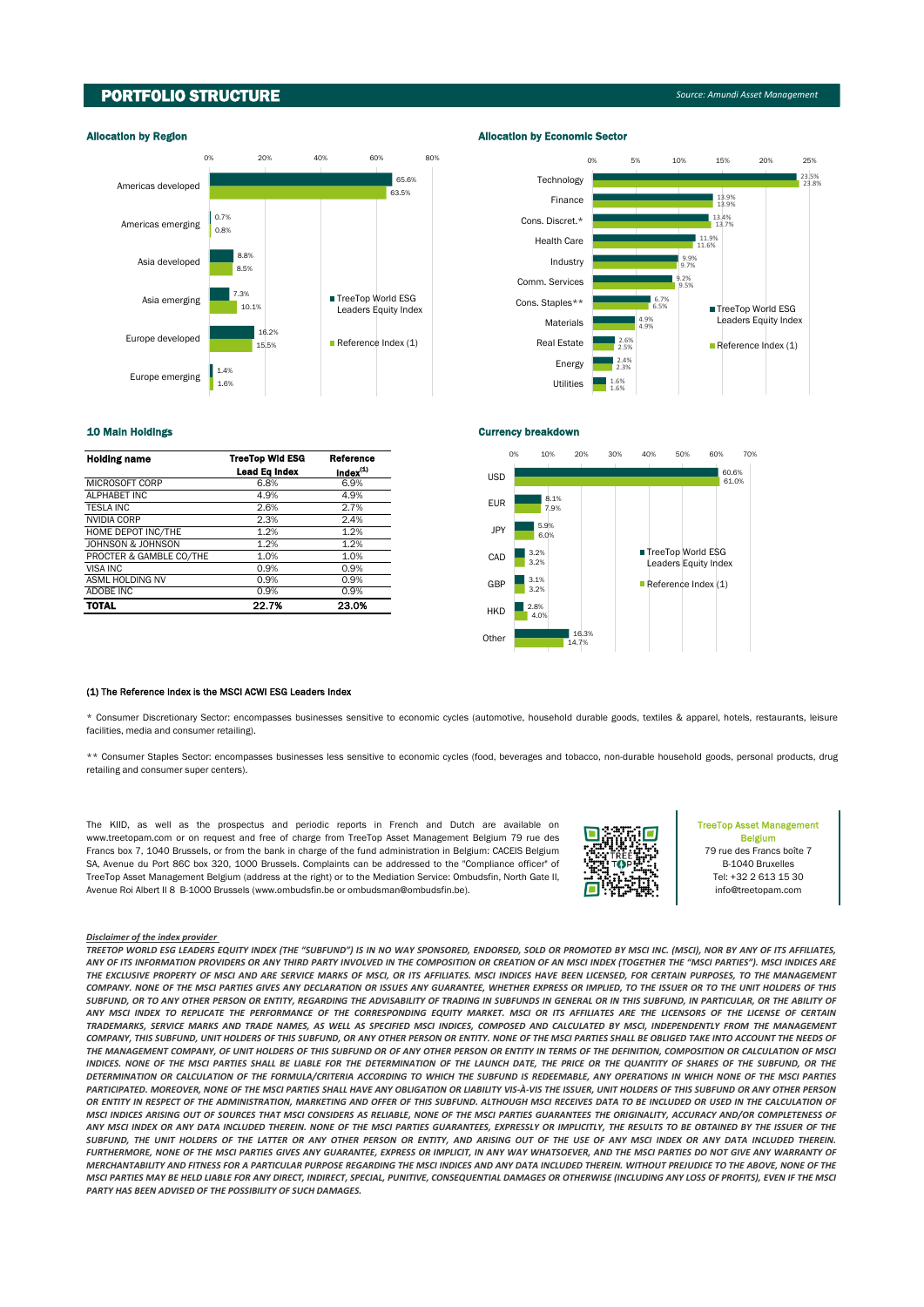## PORTFOLIO STRUCTURE

*Source: Amundi Asset Management*

### Allocation by Region

0% 20% 40% 60% 80%

Americas developed 65.6% 63.5%

Americas emerging 0.7% 0.8%

Asia developed 8.8% 8.5%

Asia emerging 7.3% 10.1%

Europe developed 16.2% 15.5%

Europe emerging 1.4% 1.6%

TreeTop World ESG Leaders Equity Index

Reference Index (1)

### Allocation by Economic Sector

0% 5% 10% 15% 20% 25%

Technology 23.5% 23.8%

Finance 13.9% 13.9%

Cons. Discret.* 13.4% 13.7%

Health Care 11.9% 11.6%

Industry 9.9% 9.7%

Comm. Services 9.2% 9.5%

Cons. Staples** 6.7% 6.5%

Materials 4.9% 4.9%

Real Estate 2.6% 2.5%

Energy 2.4% 2.3%

Utilities 1.6% 1.6%

TreeTop World ESG Leaders Equity Index

Reference Index (1)

### 10 Main Holdings

| Holding name | TreeTop Wld ESG Lead Eq Index | Reference Index(1) |
|---|---|---|
| MICROSOFT CORP | 6.8% | 6.9% |
| ALPHABET INC | 4.9% | 4.9% |
| TESLA INC | 2.6% | 2.7% |
| NVIDIA CORP | 2.3% | 2.4% |
| HOME DEPOT INC/THE | 1.2% | 1.2% |
| JOHNSON & JOHNSON | 1.2% | 1.2% |
| PROCTER & GAMBLE CO/THE | 1.0% | 1.0% |
| VISA INC | 0.9% | 0.9% |
| ASML HOLDING NV | 0.9% | 0.9% |
| ADOBE INC | 0.9% | 0.9% |
| **TOTAL** | **22.7%** | **23.0%** |

### Currency breakdown

0% 10% 20% 30% 40% 50% 60% 70%

USD 60.6% 61.0%

EUR 8.1% 7.9%

JPY 5.9% 6.0%

CAD 3.2% 3.2%

GBP 3.1% 3.2%

HKD 2.8% 4.0%

Other 16.3% 14.7%

TreeTop World ESG Leaders Equity Index

Reference Index (1)

**(1) The Reference Index is the MSCI ACWI ESG Leaders Index**

\* Consumer Discretionary Sector: encompasses businesses sensitive to economic cycles (automotive, household durable goods, textiles & apparel, hotels, restaurants, leisure facilities, media and consumer retailing).

\*\* Consumer Staples Sector: encompasses businesses less sensitive to economic cycles (food, beverages and tobacco, non-durable household goods, personal products, drug retailing and consumer super centers).

The KIID, as well as the prospectus and periodic reports in French and Dutch are available on www.treetopam.com or on request and free of charge from TreeTop Asset Management Belgium 79 rue des Francs box 7, 1040 Brussels, or from the bank in charge of the fund administration in Belgium: CACEIS Belgium SA, Avenue du Port 86C box 320, 1000 Brussels. Complaints can be addressed to the "Compliance officer" of TreeTop Asset Management Belgium (address at the right) or to the Mediation Service: Ombudsfin, North Gate II, Avenue Roi Albert II 8 B-1000 Brussels (www.ombudsfin.be or ombudsman@ombudsfin.be).

**TreeTop Asset Management Belgium**
79 rue des Francs boîte 7
B-1040 Bruxelles
Tel: +32 2 613 15 30
info@treetopam.com

*Disclaimer of the index provider*

*TREETOP WORLD ESG LEADERS EQUITY INDEX (THE "SUBFUND") IS IN NO WAY SPONSORED, ENDORSED, SOLD OR PROMOTED BY MSCI INC. (MSCI), NOR BY ANY OF ITS AFFILIATES, ANY OF ITS INFORMATION PROVIDERS OR ANY THIRD PARTY INVOLVED IN THE COMPOSITION OR CREATION OF AN MSCI INDEX (TOGETHER THE "MSCI PARTIES"). MSCI INDICES ARE THE EXCLUSIVE PROPERTY OF MSCI AND ARE SERVICE MARKS OF MSCI, OR ITS AFFILIATES. MSCI INDICES HAVE BEEN LICENSED, FOR CERTAIN PURPOSES, TO THE MANAGEMENT COMPANY. NONE OF THE MSCI PARTIES GIVES ANY DECLARATION OR ISSUES ANY GUARANTEE, WHETHER EXPRESS OR IMPLIED, TO THE ISSUER OR TO THE UNIT HOLDERS OF THIS SUBFUND, OR TO ANY OTHER PERSON OR ENTITY, REGARDING THE ADVISABILITY OF TRADING IN SUBFUNDS IN GENERAL OR IN THIS SUBFUND, IN PARTICULAR, OR THE ABILITY OF ANY MSCI INDEX TO REPLICATE THE PERFORMANCE OF THE CORRESPONDING EQUITY MARKET. MSCI OR ITS AFFILIATES ARE THE LICENSORS OF THE LICENSE OF CERTAIN TRADEMARKS, SERVICE MARKS AND TRADE NAMES, AS WELL AS SPECIFIED MSCI INDICES, COMPOSED AND CALCULATED BY MSCI, INDEPENDENTLY FROM THE MANAGEMENT COMPANY, THIS SUBFUND, UNIT HOLDERS OF THIS SUBFUND, OR ANY OTHER PERSON OR ENTITY. NONE OF THE MSCI PARTIES SHALL BE OBLIGED TAKE INTO ACCOUNT THE NEEDS OF THE MANAGEMENT COMPANY, OF UNIT HOLDERS OF THIS SUBFUND OR OF ANY OTHER PERSON OR ENTITY IN TERMS OF THE DEFINITION, COMPOSITION OR CALCULATION OF MSCI INDICES. NONE OF THE MSCI PARTIES SHALL BE LIABLE FOR THE DETERMINATION OF THE LAUNCH DATE, THE PRICE OR THE QUANTITY OF SHARES OF THE SUBFUND, OR THE DETERMINATION OR CALCULATION OF THE FORMULA/CRITERIA ACCORDING TO WHICH THE SUBFUND IS REDEEMABLE, ANY OPERATIONS IN WHICH NONE OF THE MSCI PARTIES PARTICIPATED. MOREOVER, NONE OF THE MSCI PARTIES SHALL HAVE ANY OBLIGATION OR LIABILITY VIS-À-VIS THE ISSUER, UNIT HOLDERS OF THIS SUBFUND OR ANY OTHER PERSON OR ENTITY IN RESPECT OF THE ADMINISTRATION, MARKETING AND OFFER OF THIS SUBFUND. ALTHOUGH MSCI RECEIVES DATA TO BE INCLUDED OR USED IN THE CALCULATION OF MSCI INDICES ARISING OUT OF SOURCES THAT MSCI CONSIDERS AS RELIABLE, NONE OF THE MSCI PARTIES GUARANTEES THE ORIGINALITY, ACCURACY AND/OR COMPLETENESS OF ANY MSCI INDEX OR ANY DATA INCLUDED THEREIN. NONE OF THE MSCI PARTIES GUARANTEES, EXPRESSLY OR IMPLICITLY, THE RESULTS TO BE OBTAINED BY THE ISSUER OF THE SUBFUND, THE UNIT HOLDERS OF THE LATTER OR ANY OTHER PERSON OR ENTITY, AND ARISING OUT OF THE USE OF ANY MSCI INDEX OR ANY DATA INCLUDED THEREIN. FURTHERMORE, NONE OF THE MSCI PARTIES GIVES ANY GUARANTEE, EXPRESS OR IMPLICIT, IN ANY WAY WHATSOEVER, AND THE MSCI PARTIES DO NOT GIVE ANY WARRANTY OF MERCHANTABILITY AND FITNESS FOR A PARTICULAR PURPOSE REGARDING THE MSCI INDICES AND ANY DATA INCLUDED THEREIN. WITHOUT PREJUDICE TO THE ABOVE, NONE OF THE MSCI PARTIES MAY BE HELD LIABLE FOR ANY DIRECT, INDIRECT, SPECIAL, PUNITIVE, CONSEQUENTIAL DAMAGES OR OTHERWISE (INCLUDING ANY LOSS OF PROFITS), EVEN IF THE MSCI PARTY HAS BEEN ADVISED OF THE POSSIBILITY OF SUCH DAMAGES.*